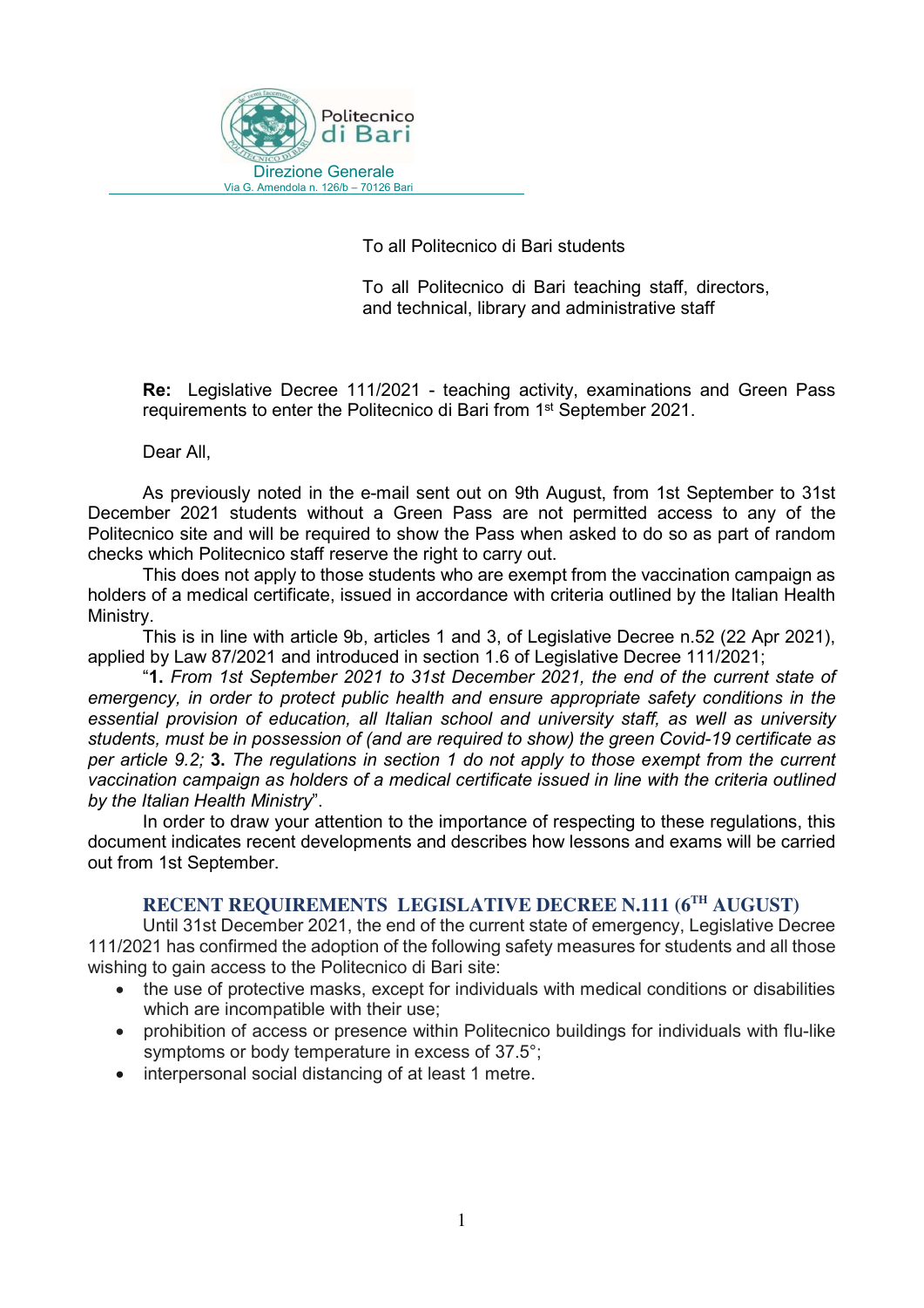Politecnico di Bari

Direzione Generale

Via G. Amendola n. 126/b – 70126 Bari

To all Politecnico di Bari students

To all Politecnico di Bari teaching staff, directors, and technical, library and administrative staff

**Re:** Legislative Decree 111/2021 - teaching activity, examinations and Green Pass requirements to enter the Politecnico di Bari from 1st September 2021.

Dear All,

As previously noted in the e-mail sent out on 9th August, from 1st September to 31st December 2021 students without a Green Pass are not permitted access to any of the Politecnico site and will be required to show the Pass when asked to do so as part of random checks which Politecnico staff reserve the right to carry out.

This does not apply to those students who are exempt from the vaccination campaign as holders of a medical certificate, issued in accordance with criteria outlined by the Italian Health Ministry.

This is in line with article 9b, articles 1 and 3, of Legislative Decree n.52 (22 Apr 2021), applied by Law 87/2021 and introduced in section 1.6 of Legislative Decree 111/2021;

"**1.** *From 1st September 2021 to 31st December 2021, the end of the current state of emergency, in order to protect public health and ensure appropriate safety conditions in the essential provision of education, all Italian school and university staff, as well as university students, must be in possession of (and are required to show) the green Covid-19 certificate as per article 9.2;* **3.** *The regulations in section 1 do not apply to those exempt from the current vaccination campaign as holders of a medical certificate issued in line with the criteria outlined by the Italian Health Ministry*".

In order to draw your attention to the importance of respecting to these regulations, this document indicates recent developments and describes how lessons and exams will be carried out from 1st September.

## RECENT REQUIREMENTS LEGISLATIVE DECREE N.111 (6TH AUGUST)

Until 31st December 2021, the end of the current state of emergency, Legislative Decree 111/2021 has confirmed the adoption of the following safety measures for students and all those wishing to gain access to the Politecnico di Bari site:

- the use of protective masks, except for individuals with medical conditions or disabilities which are incompatible with their use;
- prohibition of access or presence within Politecnico buildings for individuals with flu-like symptoms or body temperature in excess of 37.5°;
- interpersonal social distancing of at least 1 metre.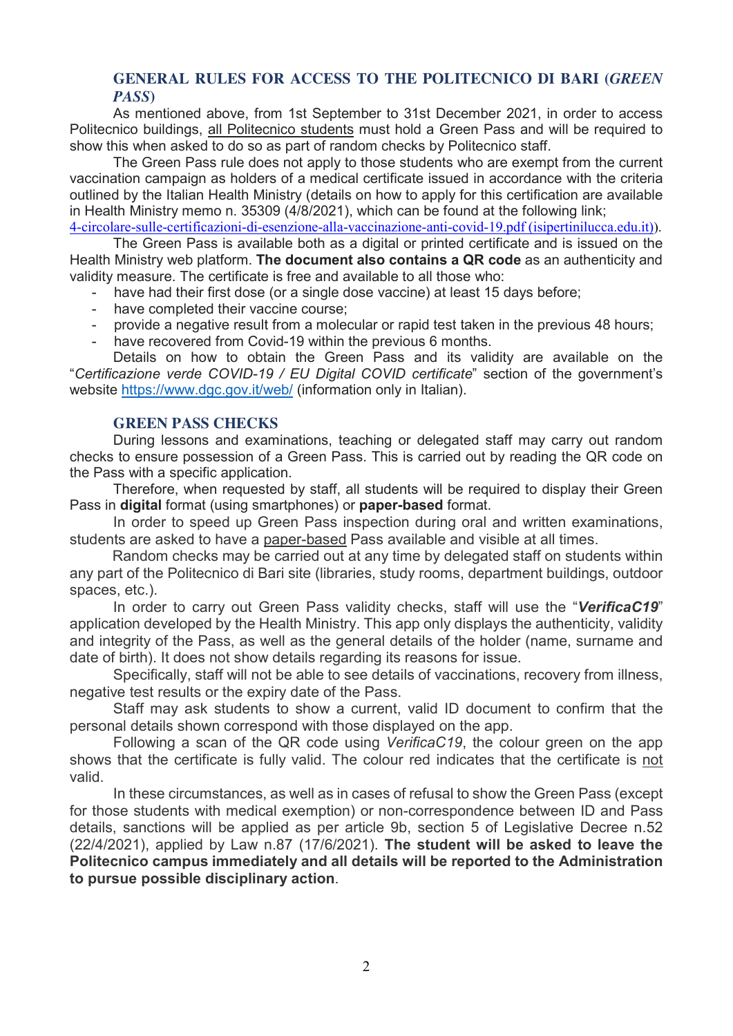## GENERAL RULES FOR ACCESS TO THE POLITECNICO DI BARI (*GREEN PASS*)

As mentioned above, from 1st September to 31st December 2021, in order to access Politecnico buildings, all Politecnico students must hold a Green Pass and will be required to show this when asked to do so as part of random checks by Politecnico staff.

The Green Pass rule does not apply to those students who are exempt from the current vaccination campaign as holders of a medical certificate issued in accordance with the criteria outlined by the Italian Health Ministry (details on how to apply for this certification are available in Health Ministry memo n. 35309 (4/8/2021), which can be found at the following link; 4-circolare-sulle-certificazioni-di-esenzione-alla-vaccinazione-anti-covid-19.pdf (isipertinilucca.edu.it)).

The Green Pass is available both as a digital or printed certificate and is issued on the Health Ministry web platform. **The document also contains a QR code** as an authenticity and validity measure. The certificate is free and available to all those who:

- have had their first dose (or a single dose vaccine) at least 15 days before;
- have completed their vaccine course;
- provide a negative result from a molecular or rapid test taken in the previous 48 hours;
- have recovered from Covid-19 within the previous 6 months.

Details on how to obtain the Green Pass and its validity are available on the "*Certificazione verde COVID-19 / EU Digital COVID certificate*" section of the government's website https://www.dgc.gov.it/web/ (information only in Italian).

### GREEN PASS CHECKS

During lessons and examinations, teaching or delegated staff may carry out random checks to ensure possession of a Green Pass. This is carried out by reading the QR code on the Pass with a specific application.

Therefore, when requested by staff, all students will be required to display their Green Pass in **digital** format (using smartphones) or **paper-based** format.

In order to speed up Green Pass inspection during oral and written examinations, students are asked to have a paper-based Pass available and visible at all times.

Random checks may be carried out at any time by delegated staff on students within any part of the Politecnico di Bari site (libraries, study rooms, department buildings, outdoor spaces, etc.).

In order to carry out Green Pass validity checks, staff will use the "***VerificaC19***" application developed by the Health Ministry. This app only displays the authenticity, validity and integrity of the Pass, as well as the general details of the holder (name, surname and date of birth). It does not show details regarding its reasons for issue.

Specifically, staff will not be able to see details of vaccinations, recovery from illness, negative test results or the expiry date of the Pass.

Staff may ask students to show a current, valid ID document to confirm that the personal details shown correspond with those displayed on the app.

Following a scan of the QR code using *VerificaC19*, the colour green on the app shows that the certificate is fully valid. The colour red indicates that the certificate is not valid.

In these circumstances, as well as in cases of refusal to show the Green Pass (except for those students with medical exemption) or non-correspondence between ID and Pass details, sanctions will be applied as per article 9b, section 5 of Legislative Decree n.52 (22/4/2021), applied by Law n.87 (17/6/2021). **The student will be asked to leave the Politecnico campus immediately and all details will be reported to the Administration to pursue possible disciplinary action**.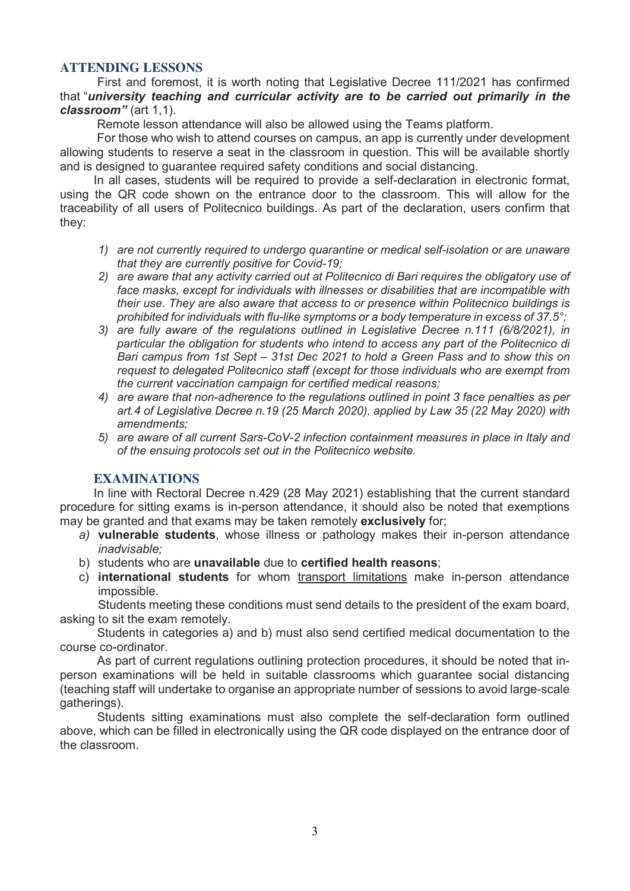## ATTENDING LESSONS

First and foremost, it is worth noting that Legislative Decree 111/2021 has confirmed that "***university teaching and curricular activity are to be carried out primarily in the classroom"*** (art 1,1).

Remote lesson attendance will also be allowed using the Teams platform.

For those who wish to attend courses on campus, an app is currently under development allowing students to reserve a seat in the classroom in question. This will be available shortly and is designed to guarantee required safety conditions and social distancing.

In all cases, students will be required to provide a self-declaration in electronic format, using the QR code shown on the entrance door to the classroom. This will allow for the traceability of all users of Politecnico buildings. As part of the declaration, users confirm that they:

1) *are not currently required to undergo quarantine or medical self-isolation or are unaware that they are currently positive for Covid-19;*
2) *are aware that any activity carried out at Politecnico di Bari requires the obligatory use of face masks, except for individuals with illnesses or disabilities that are incompatible with their use. They are also aware that access to or presence within Politecnico buildings is prohibited for individuals with flu-like symptoms or a body temperature in excess of 37.5°;*
3) *are fully aware of the regulations outlined in Legislative Decree n.111 (6/8/2021), in particular the obligation for students who intend to access any part of the Politecnico di Bari campus from 1st Sept – 31st Dec 2021 to hold a Green Pass and to show this on request to delegated Politecnico staff (except for those individuals who are exempt from the current vaccination campaign for certified medical reasons;*
4) *are aware that non-adherence to the regulations outlined in point 3 face penalties as per art.4 of Legislative Decree n.19 (25 March 2020), applied by Law 35 (22 May 2020) with amendments;*
5) *are aware of all current Sars-CoV-2 infection containment measures in place in Italy and of the ensuing protocols set out in the Politecnico website.*

## EXAMINATIONS

In line with Rectoral Decree n.429 (28 May 2021) establishing that the current standard procedure for sitting exams is in-person attendance, it should also be noted that exemptions may be granted and that exams may be taken remotely **exclusively** for;

a) **vulnerable students**, whose illness or pathology makes their in-person attendance *inadvisable;*
b) students who are **unavailable** due to **certified health reasons**;
c) **international students** for whom transport limitations make in-person attendance impossible.

Students meeting these conditions must send details to the president of the exam board, asking to sit the exam remotely.

Students in categories a) and b) must also send certified medical documentation to the course co-ordinator.

As part of current regulations outlining protection procedures, it should be noted that in-person examinations will be held in suitable classrooms which guarantee social distancing (teaching staff will undertake to organise an appropriate number of sessions to avoid large-scale gatherings).

Students sitting examinations must also complete the self-declaration form outlined above, which can be filled in electronically using the QR code displayed on the entrance door of the classroom.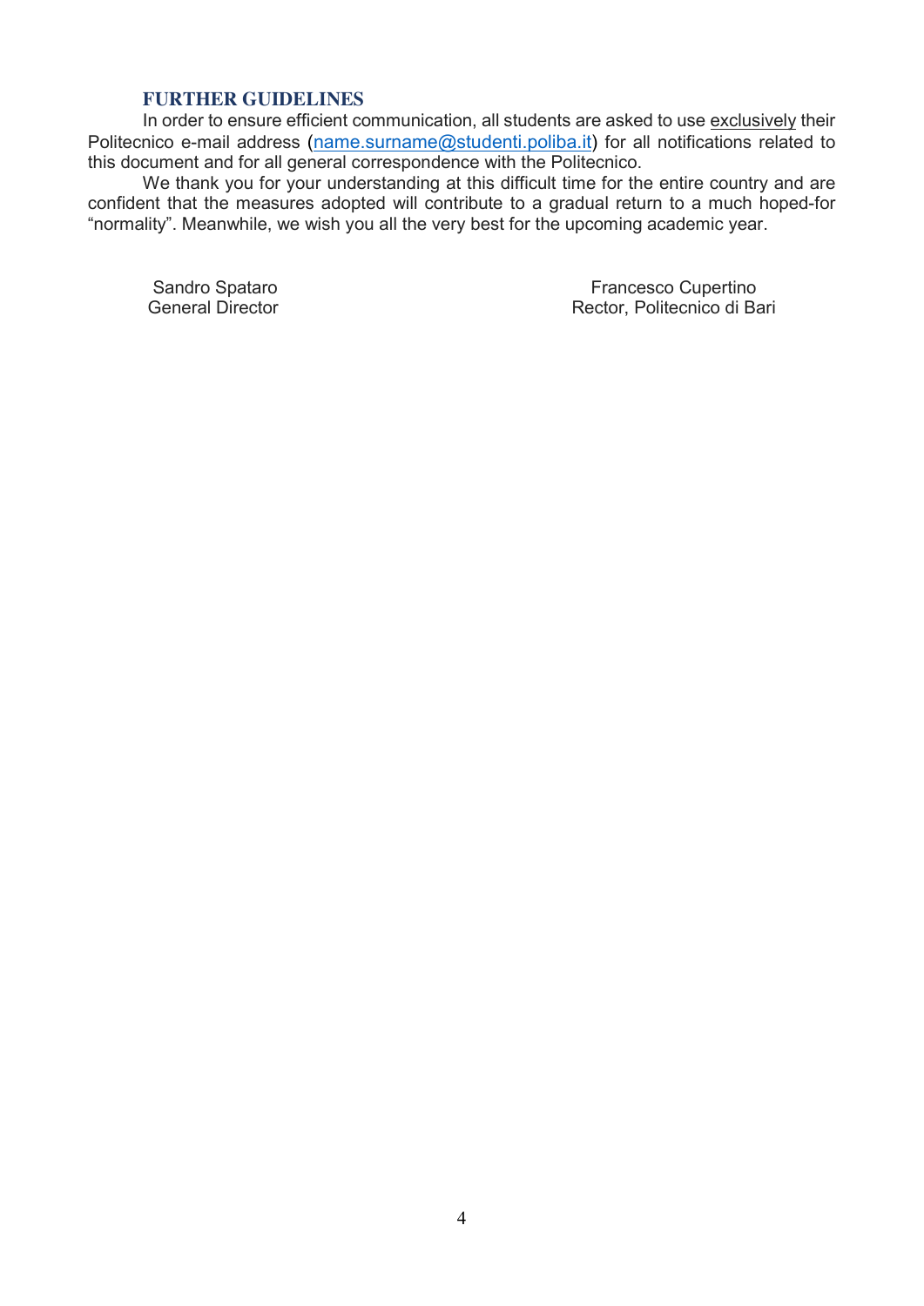## FURTHER GUIDELINES

In order to ensure efficient communication, all students are asked to use exclusively their Politecnico e-mail address (name.surname@studenti.poliba.it) for all notifications related to this document and for all general correspondence with the Politecnico.

We thank you for your understanding at this difficult time for the entire country and are confident that the measures adopted will contribute to a gradual return to a much hoped-for “normality”. Meanwhile, we wish you all the very best for the upcoming academic year.

Sandro Spataro
General Director

Francesco Cupertino
Rector, Politecnico di Bari